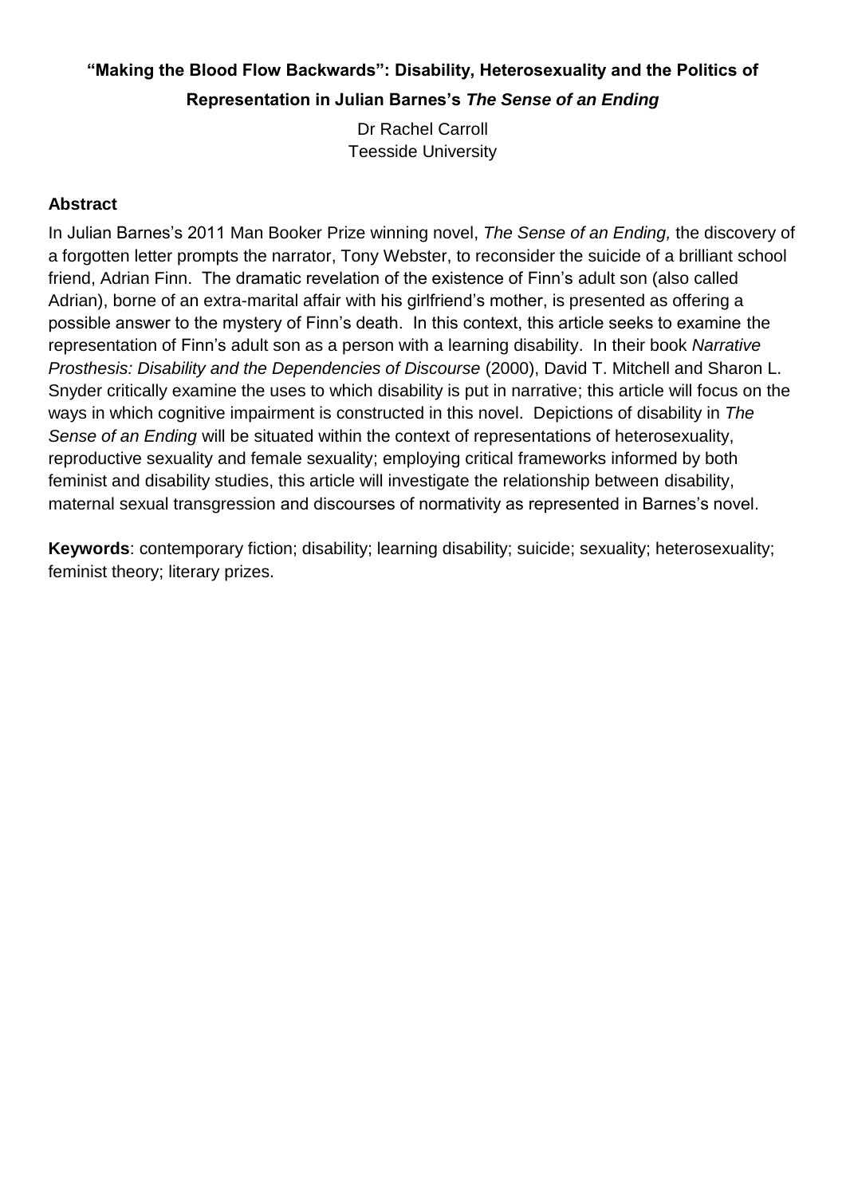# "Making the Blood Flow Backwards": Disability, Heterosexuality and the Politics of Representation in Julian Barnes's *The Sense of an Ending*

Dr Rachel Carroll
Teesside University

## Abstract

In Julian Barnes's 2011 Man Booker Prize winning novel, *The Sense of an Ending,* the discovery of a forgotten letter prompts the narrator, Tony Webster, to reconsider the suicide of a brilliant school friend, Adrian Finn. The dramatic revelation of the existence of Finn's adult son (also called Adrian), borne of an extra-marital affair with his girlfriend's mother, is presented as offering a possible answer to the mystery of Finn's death. In this context, this article seeks to examine the representation of Finn's adult son as a person with a learning disability. In their book *Narrative Prosthesis: Disability and the Dependencies of Discourse* (2000), David T. Mitchell and Sharon L. Snyder critically examine the uses to which disability is put in narrative; this article will focus on the ways in which cognitive impairment is constructed in this novel. Depictions of disability in *The Sense of an Ending* will be situated within the context of representations of heterosexuality, reproductive sexuality and female sexuality; employing critical frameworks informed by both feminist and disability studies, this article will investigate the relationship between disability, maternal sexual transgression and discourses of normativity as represented in Barnes's novel.

**Keywords**: contemporary fiction; disability; learning disability; suicide; sexuality; heterosexuality; feminist theory; literary prizes.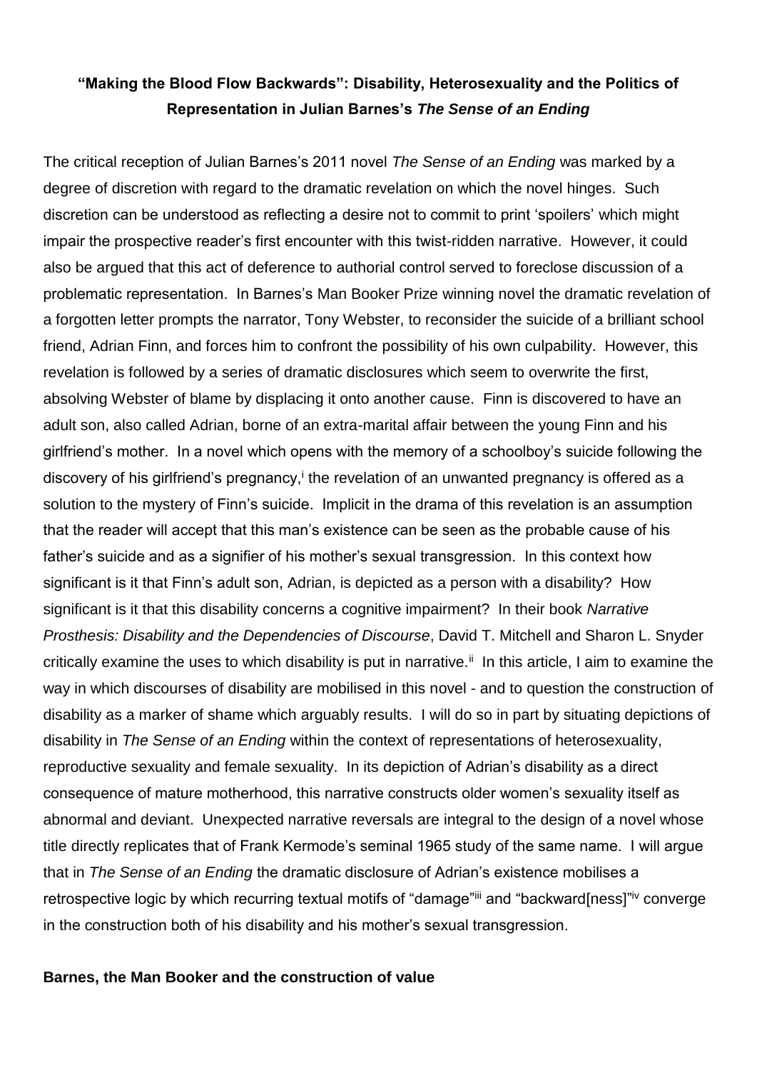## "Making the Blood Flow Backwards": Disability, Heterosexuality and the Politics of Representation in Julian Barnes's *The Sense of an Ending*

The critical reception of Julian Barnes's 2011 novel *The Sense of an Ending* was marked by a degree of discretion with regard to the dramatic revelation on which the novel hinges. Such discretion can be understood as reflecting a desire not to commit to print 'spoilers' which might impair the prospective reader's first encounter with this twist-ridden narrative. However, it could also be argued that this act of deference to authorial control served to foreclose discussion of a problematic representation. In Barnes's Man Booker Prize winning novel the dramatic revelation of a forgotten letter prompts the narrator, Tony Webster, to reconsider the suicide of a brilliant school friend, Adrian Finn, and forces him to confront the possibility of his own culpability. However, this revelation is followed by a series of dramatic disclosures which seem to overwrite the first, absolving Webster of blame by displacing it onto another cause. Finn is discovered to have an adult son, also called Adrian, borne of an extra-marital affair between the young Finn and his girlfriend's mother. In a novel which opens with the memory of a schoolboy's suicide following the discovery of his girlfriend's pregnancy,[i] the revelation of an unwanted pregnancy is offered as a solution to the mystery of Finn's suicide. Implicit in the drama of this revelation is an assumption that the reader will accept that this man's existence can be seen as the probable cause of his father's suicide and as a signifier of his mother's sexual transgression. In this context how significant is it that Finn's adult son, Adrian, is depicted as a person with a disability? How significant is it that this disability concerns a cognitive impairment? In their book *Narrative Prosthesis: Disability and the Dependencies of Discourse*, David T. Mitchell and Sharon L. Snyder critically examine the uses to which disability is put in narrative.[ii] In this article, I aim to examine the way in which discourses of disability are mobilised in this novel - and to question the construction of disability as a marker of shame which arguably results. I will do so in part by situating depictions of disability in *The Sense of an Ending* within the context of representations of heterosexuality, reproductive sexuality and female sexuality. In its depiction of Adrian's disability as a direct consequence of mature motherhood, this narrative constructs older women's sexuality itself as abnormal and deviant. Unexpected narrative reversals are integral to the design of a novel whose title directly replicates that of Frank Kermode's seminal 1965 study of the same name. I will argue that in *The Sense of an Ending* the dramatic disclosure of Adrian's existence mobilises a retrospective logic by which recurring textual motifs of "damage"[iii] and "backward[ness]"[iv] converge in the construction both of his disability and his mother's sexual transgression.

### Barnes, the Man Booker and the construction of value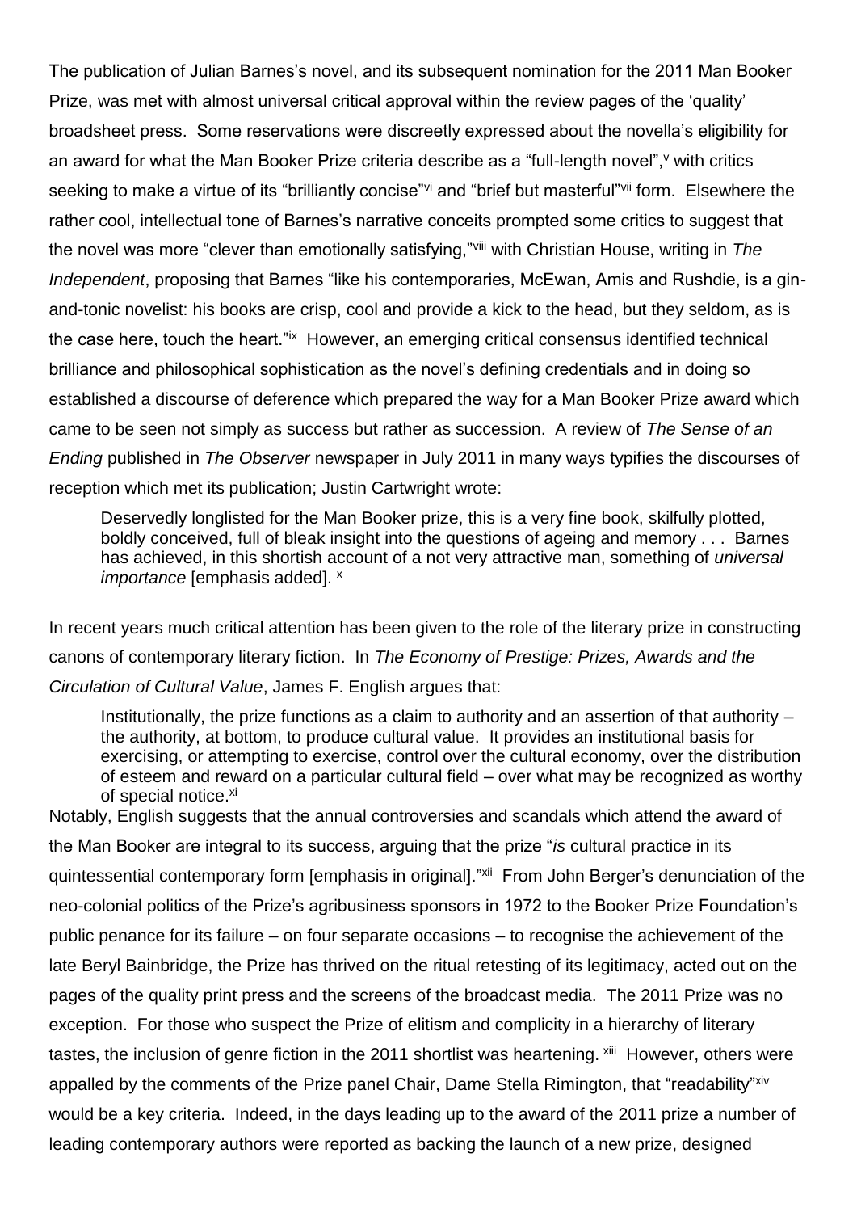The publication of Julian Barnes's novel, and its subsequent nomination for the 2011 Man Booker Prize, was met with almost universal critical approval within the review pages of the 'quality' broadsheet press. Some reservations were discreetly expressed about the novella's eligibility for an award for what the Man Booker Prize criteria describe as a "full-length novel",[v] with critics seeking to make a virtue of its "brilliantly concise"[vi] and "brief but masterful"[vii] form. Elsewhere the rather cool, intellectual tone of Barnes's narrative conceits prompted some critics to suggest that the novel was more "clever than emotionally satisfying,"[viii] with Christian House, writing in *The Independent*, proposing that Barnes "like his contemporaries, McEwan, Amis and Rushdie, is a gin-and-tonic novelist: his books are crisp, cool and provide a kick to the head, but they seldom, as is the case here, touch the heart."[ix] However, an emerging critical consensus identified technical brilliance and philosophical sophistication as the novel's defining credentials and in doing so established a discourse of deference which prepared the way for a Man Booker Prize award which came to be seen not simply as success but rather as succession. A review of *The Sense of an Ending* published in *The Observer* newspaper in July 2011 in many ways typifies the discourses of reception which met its publication; Justin Cartwright wrote:

> Deservedly longlisted for the Man Booker prize, this is a very fine book, skilfully plotted, boldly conceived, full of bleak insight into the questions of ageing and memory . . . Barnes has achieved, in this shortish account of a not very attractive man, something of *universal importance* [emphasis added]. [x]

In recent years much critical attention has been given to the role of the literary prize in constructing canons of contemporary literary fiction. In *The Economy of Prestige: Prizes, Awards and the Circulation of Cultural Value*, James F. English argues that:

> Institutionally, the prize functions as a claim to authority and an assertion of that authority – the authority, at bottom, to produce cultural value. It provides an institutional basis for exercising, or attempting to exercise, control over the cultural economy, over the distribution of esteem and reward on a particular cultural field – over what may be recognized as worthy of special notice.[xi]

Notably, English suggests that the annual controversies and scandals which attend the award of the Man Booker are integral to its success, arguing that the prize "*is* cultural practice in its quintessential contemporary form [emphasis in original]."[xii] From John Berger's denunciation of the neo-colonial politics of the Prize's agribusiness sponsors in 1972 to the Booker Prize Foundation's public penance for its failure – on four separate occasions – to recognise the achievement of the late Beryl Bainbridge, the Prize has thrived on the ritual retesting of its legitimacy, acted out on the pages of the quality print press and the screens of the broadcast media. The 2011 Prize was no exception. For those who suspect the Prize of elitism and complicity in a hierarchy of literary tastes, the inclusion of genre fiction in the 2011 shortlist was heartening. [xiii] However, others were appalled by the comments of the Prize panel Chair, Dame Stella Rimington, that "readability"[xiv] would be a key criteria. Indeed, in the days leading up to the award of the 2011 prize a number of leading contemporary authors were reported as backing the launch of a new prize, designed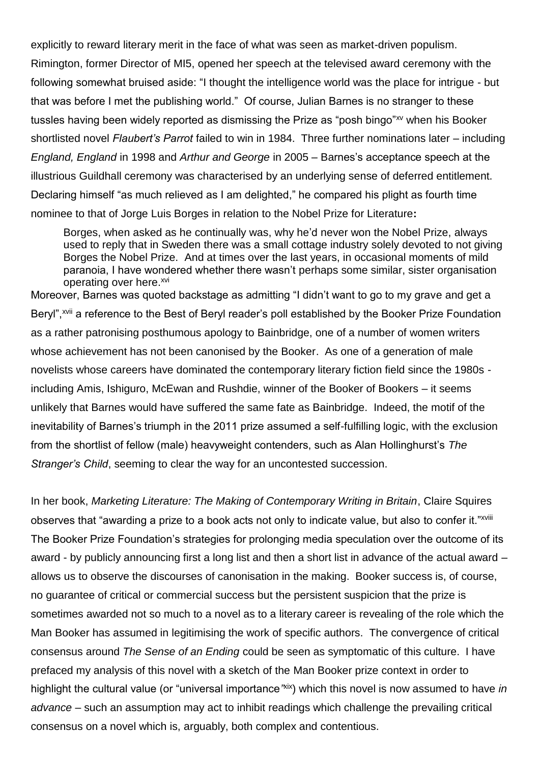explicitly to reward literary merit in the face of what was seen as market-driven populism. Rimington, former Director of MI5, opened her speech at the televised award ceremony with the following somewhat bruised aside: "I thought the intelligence world was the place for intrigue - but that was before I met the publishing world." Of course, Julian Barnes is no stranger to these tussles having been widely reported as dismissing the Prize as "posh bingo"[xv] when his Booker shortlisted novel *Flaubert's Parrot* failed to win in 1984. Three further nominations later – including *England, England* in 1998 and *Arthur and George* in 2005 – Barnes's acceptance speech at the illustrious Guildhall ceremony was characterised by an underlying sense of deferred entitlement. Declaring himself "as much relieved as I am delighted," he compared his plight as fourth time nominee to that of Jorge Luis Borges in relation to the Nobel Prize for Literature**:**

> Borges, when asked as he continually was, why he'd never won the Nobel Prize, always used to reply that in Sweden there was a small cottage industry solely devoted to not giving Borges the Nobel Prize. And at times over the last years, in occasional moments of mild paranoia, I have wondered whether there wasn't perhaps some similar, sister organisation operating over here.[xvi]

Moreover, Barnes was quoted backstage as admitting "I didn't want to go to my grave and get a Beryl",[xvii] a reference to the Best of Beryl reader's poll established by the Booker Prize Foundation as a rather patronising posthumous apology to Bainbridge, one of a number of women writers whose achievement has not been canonised by the Booker. As one of a generation of male novelists whose careers have dominated the contemporary literary fiction field since the 1980s - including Amis, Ishiguro, McEwan and Rushdie, winner of the Booker of Bookers – it seems unlikely that Barnes would have suffered the same fate as Bainbridge. Indeed, the motif of the inevitability of Barnes's triumph in the 2011 prize assumed a self-fulfilling logic, with the exclusion from the shortlist of fellow (male) heavyweight contenders, such as Alan Hollinghurst's *The Stranger's Child*, seeming to clear the way for an uncontested succession.

In her book, *Marketing Literature: The Making of Contemporary Writing in Britain*, Claire Squires observes that "awarding a prize to a book acts not only to indicate value, but also to confer it."[xviii] The Booker Prize Foundation's strategies for prolonging media speculation over the outcome of its award - by publicly announcing first a long list and then a short list in advance of the actual award – allows us to observe the discourses of canonisation in the making. Booker success is, of course, no guarantee of critical or commercial success but the persistent suspicion that the prize is sometimes awarded not so much to a novel as to a literary career is revealing of the role which the Man Booker has assumed in legitimising the work of specific authors. The convergence of critical consensus around *The Sense of an Ending* could be seen as symptomatic of this culture. I have prefaced my analysis of this novel with a sketch of the Man Booker prize context in order to highlight the cultural value (or "universal importance"[xix]) which this novel is now assumed to have *in advance* – such an assumption may act to inhibit readings which challenge the prevailing critical consensus on a novel which is, arguably, both complex and contentious.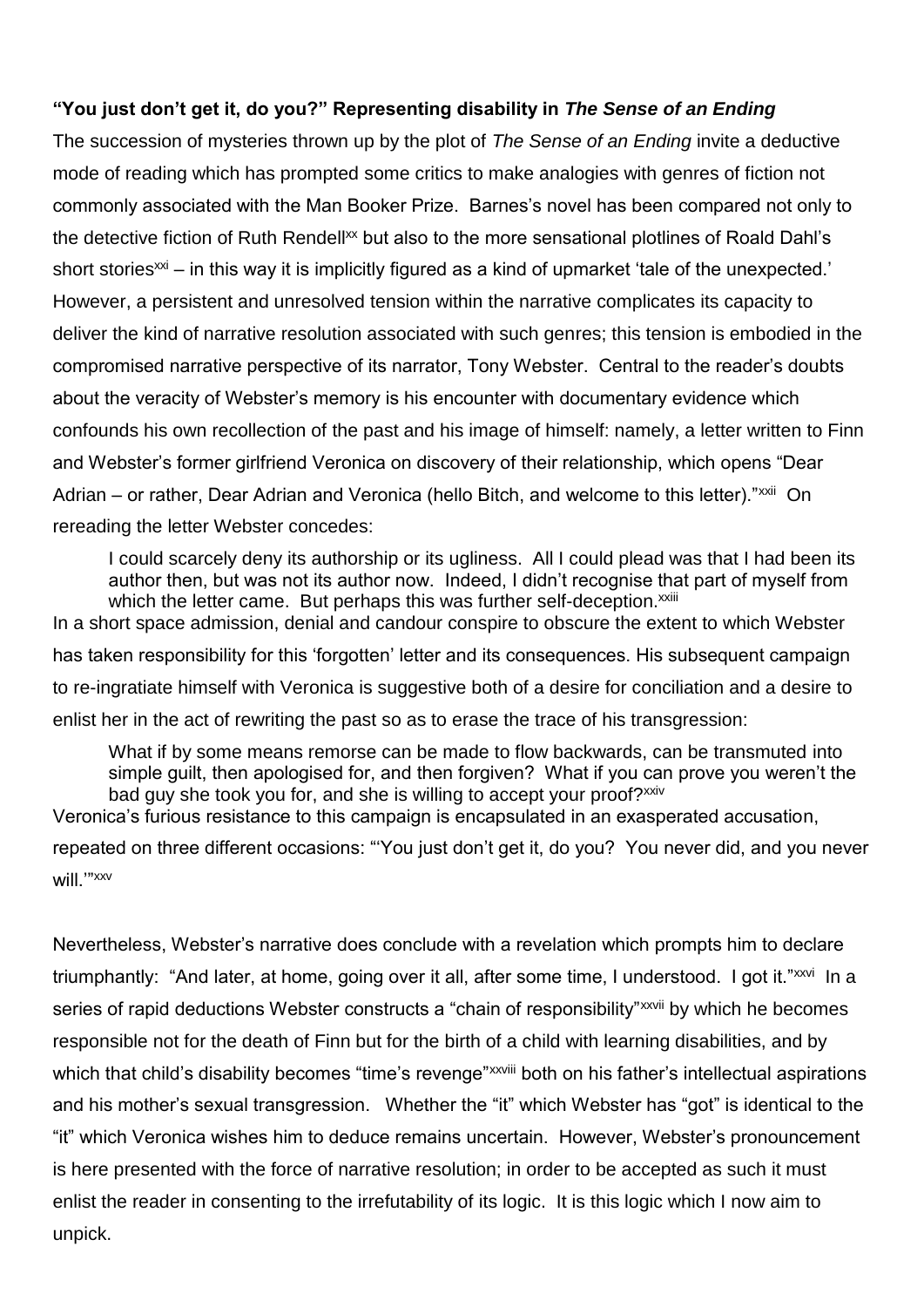**"You just don't get it, do you?" Representing disability in *The Sense of an Ending***

The succession of mysteries thrown up by the plot of *The Sense of an Ending* invite a deductive mode of reading which has prompted some critics to make analogies with genres of fiction not commonly associated with the Man Booker Prize. Barnes's novel has been compared not only to the detective fiction of Ruth Rendell[xx] but also to the more sensational plotlines of Roald Dahl's short stories[xxi] – in this way it is implicitly figured as a kind of upmarket 'tale of the unexpected.' However, a persistent and unresolved tension within the narrative complicates its capacity to deliver the kind of narrative resolution associated with such genres; this tension is embodied in the compromised narrative perspective of its narrator, Tony Webster. Central to the reader's doubts about the veracity of Webster's memory is his encounter with documentary evidence which confounds his own recollection of the past and his image of himself: namely, a letter written to Finn and Webster's former girlfriend Veronica on discovery of their relationship, which opens "Dear Adrian – or rather, Dear Adrian and Veronica (hello Bitch, and welcome to this letter)."[xxii] On rereading the letter Webster concedes:

> I could scarcely deny its authorship or its ugliness. All I could plead was that I had been its author then, but was not its author now. Indeed, I didn't recognise that part of myself from which the letter came. But perhaps this was further self-deception.[xxiii]

In a short space admission, denial and candour conspire to obscure the extent to which Webster has taken responsibility for this 'forgotten' letter and its consequences. His subsequent campaign to re-ingratiate himself with Veronica is suggestive both of a desire for conciliation and a desire to enlist her in the act of rewriting the past so as to erase the trace of his transgression:

> What if by some means remorse can be made to flow backwards, can be transmuted into simple guilt, then apologised for, and then forgiven? What if you can prove you weren't the bad guy she took you for, and she is willing to accept your proof?[xxiv]

Veronica's furious resistance to this campaign is encapsulated in an exasperated accusation, repeated on three different occasions: "'You just don't get it, do you? You never did, and you never will.'"[xxv]

Nevertheless, Webster's narrative does conclude with a revelation which prompts him to declare triumphantly: "And later, at home, going over it all, after some time, I understood. I got it."[xxvi] In a series of rapid deductions Webster constructs a "chain of responsibility"[xxvii] by which he becomes responsible not for the death of Finn but for the birth of a child with learning disabilities, and by which that child's disability becomes "time's revenge"[xxviii] both on his father's intellectual aspirations and his mother's sexual transgression. Whether the "it" which Webster has "got" is identical to the "it" which Veronica wishes him to deduce remains uncertain. However, Webster's pronouncement is here presented with the force of narrative resolution; in order to be accepted as such it must enlist the reader in consenting to the irrefutability of its logic. It is this logic which I now aim to unpick.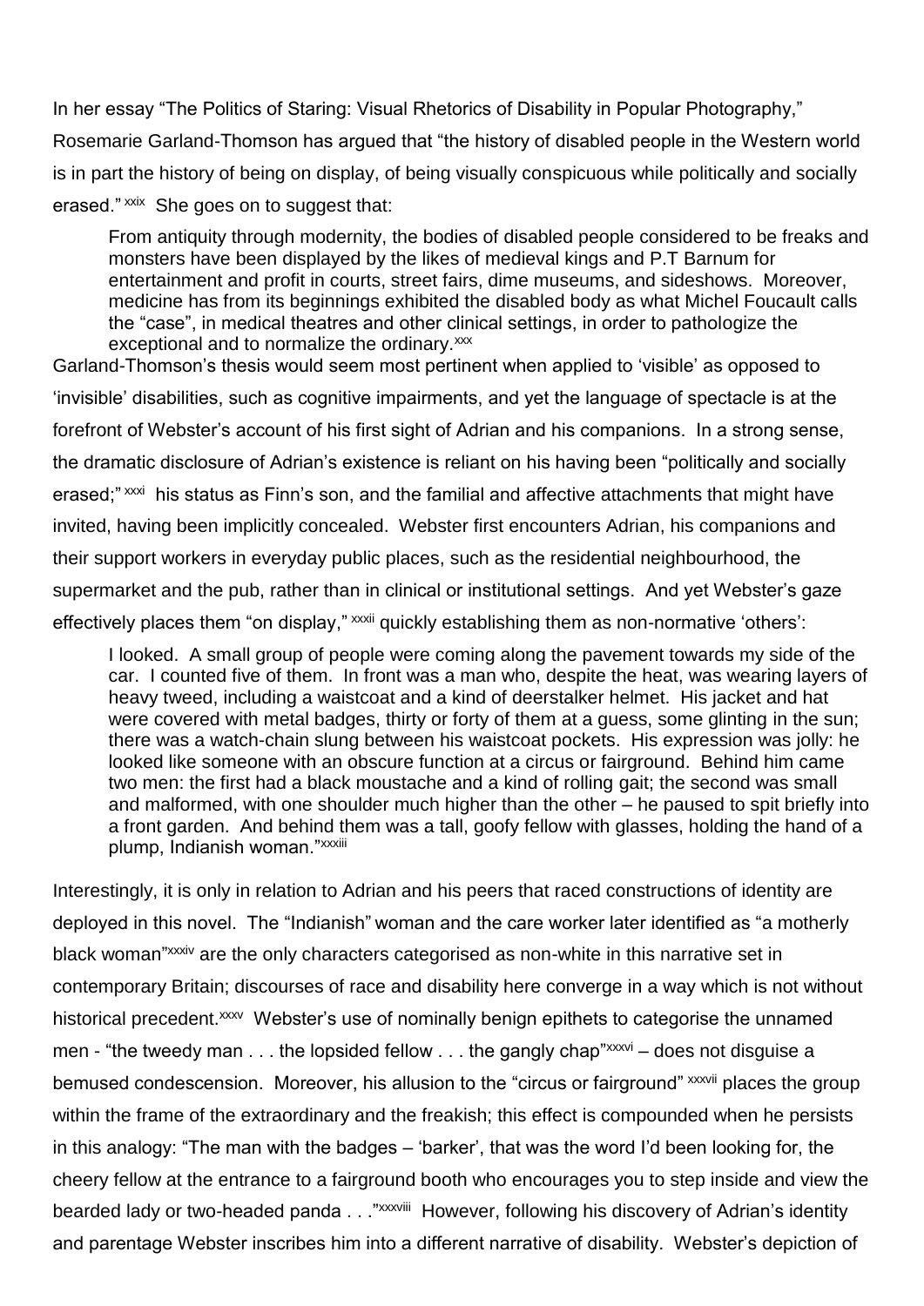In her essay "The Politics of Staring: Visual Rhetorics of Disability in Popular Photography," Rosemarie Garland-Thomson has argued that "the history of disabled people in the Western world is in part the history of being on display, of being visually conspicuous while politically and socially erased." [xxix] She goes on to suggest that:

> From antiquity through modernity, the bodies of disabled people considered to be freaks and monsters have been displayed by the likes of medieval kings and P.T Barnum for entertainment and profit in courts, street fairs, dime museums, and sideshows. Moreover, medicine has from its beginnings exhibited the disabled body as what Michel Foucault calls the "case", in medical theatres and other clinical settings, in order to pathologize the exceptional and to normalize the ordinary.[xxx]

Garland-Thomson's thesis would seem most pertinent when applied to 'visible' as opposed to 'invisible' disabilities, such as cognitive impairments, and yet the language of spectacle is at the forefront of Webster's account of his first sight of Adrian and his companions. In a strong sense, the dramatic disclosure of Adrian's existence is reliant on his having been "politically and socially erased;" [xxxi] his status as Finn's son, and the familial and affective attachments that might have invited, having been implicitly concealed. Webster first encounters Adrian, his companions and their support workers in everyday public places, such as the residential neighbourhood, the supermarket and the pub, rather than in clinical or institutional settings. And yet Webster's gaze effectively places them "on display," [xxxii] quickly establishing them as non-normative 'others':

> I looked. A small group of people were coming along the pavement towards my side of the car. I counted five of them. In front was a man who, despite the heat, was wearing layers of heavy tweed, including a waistcoat and a kind of deerstalker helmet. His jacket and hat were covered with metal badges, thirty or forty of them at a guess, some glinting in the sun; there was a watch-chain slung between his waistcoat pockets. His expression was jolly: he looked like someone with an obscure function at a circus or fairground. Behind him came two men: the first had a black moustache and a kind of rolling gait; the second was small and malformed, with one shoulder much higher than the other – he paused to spit briefly into a front garden. And behind them was a tall, goofy fellow with glasses, holding the hand of a plump, Indianish woman."[xxxiii]

Interestingly, it is only in relation to Adrian and his peers that raced constructions of identity are deployed in this novel. The "Indianish" woman and the care worker later identified as "a motherly black woman"[xxxiv] are the only characters categorised as non-white in this narrative set in contemporary Britain; discourses of race and disability here converge in a way which is not without historical precedent.[xxxv] Webster's use of nominally benign epithets to categorise the unnamed men - "the tweedy man . . . the lopsided fellow . . . the gangly chap"[xxxvi] – does not disguise a bemused condescension. Moreover, his allusion to the "circus or fairground" [xxxvii] places the group within the frame of the extraordinary and the freakish; this effect is compounded when he persists in this analogy: "The man with the badges – 'barker', that was the word I'd been looking for, the cheery fellow at the entrance to a fairground booth who encourages you to step inside and view the bearded lady or two-headed panda . . ."[xxxviii] However, following his discovery of Adrian's identity and parentage Webster inscribes him into a different narrative of disability. Webster's depiction of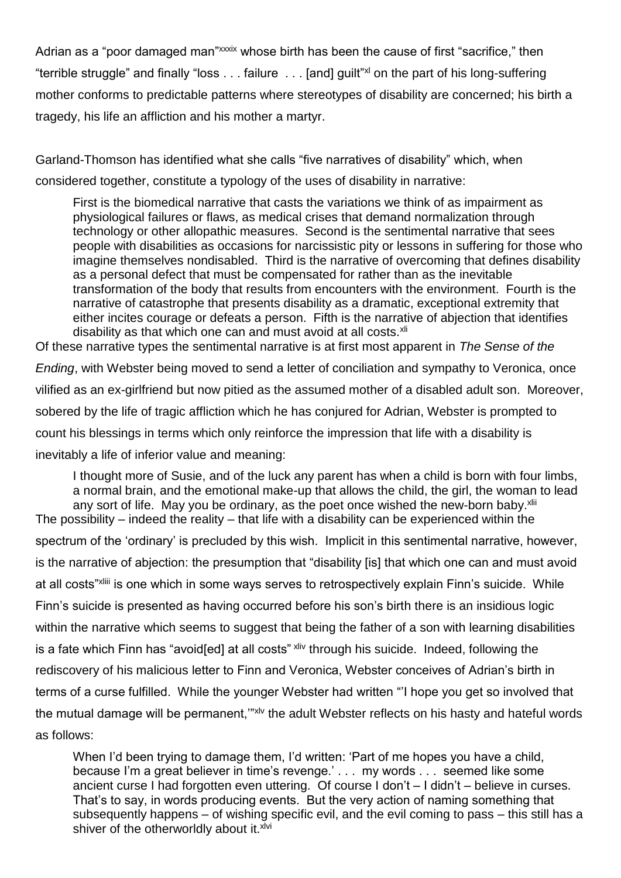Adrian as a "poor damaged man"[xxxix] whose birth has been the cause of first "sacrifice," then "terrible struggle" and finally "loss . . . failure . . . [and] guilt"[xl] on the part of his long-suffering mother conforms to predictable patterns where stereotypes of disability are concerned; his birth a tragedy, his life an affliction and his mother a martyr.

Garland-Thomson has identified what she calls "five narratives of disability" which, when considered together, constitute a typology of the uses of disability in narrative:

> First is the biomedical narrative that casts the variations we think of as impairment as physiological failures or flaws, as medical crises that demand normalization through technology or other allopathic measures. Second is the sentimental narrative that sees people with disabilities as occasions for narcissistic pity or lessons in suffering for those who imagine themselves nondisabled. Third is the narrative of overcoming that defines disability as a personal defect that must be compensated for rather than as the inevitable transformation of the body that results from encounters with the environment. Fourth is the narrative of catastrophe that presents disability as a dramatic, exceptional extremity that either incites courage or defeats a person. Fifth is the narrative of abjection that identifies disability as that which one can and must avoid at all costs.[xli]

Of these narrative types the sentimental narrative is at first most apparent in *The Sense of the Ending*, with Webster being moved to send a letter of conciliation and sympathy to Veronica, once vilified as an ex-girlfriend but now pitied as the assumed mother of a disabled adult son. Moreover, sobered by the life of tragic affliction which he has conjured for Adrian, Webster is prompted to count his blessings in terms which only reinforce the impression that life with a disability is inevitably a life of inferior value and meaning:

> I thought more of Susie, and of the luck any parent has when a child is born with four limbs, a normal brain, and the emotional make-up that allows the child, the girl, the woman to lead any sort of life. May you be ordinary, as the poet once wished the new-born baby.[xlii]

The possibility – indeed the reality – that life with a disability can be experienced within the spectrum of the 'ordinary' is precluded by this wish. Implicit in this sentimental narrative, however, is the narrative of abjection: the presumption that "disability [is] that which one can and must avoid at all costs"[xliii] is one which in some ways serves to retrospectively explain Finn's suicide. While Finn's suicide is presented as having occurred before his son's birth there is an insidious logic within the narrative which seems to suggest that being the father of a son with learning disabilities is a fate which Finn has "avoid[ed] at all costs"[xliv] through his suicide. Indeed, following the rediscovery of his malicious letter to Finn and Veronica, Webster conceives of Adrian's birth in terms of a curse fulfilled. While the younger Webster had written "'I hope you get so involved that the mutual damage will be permanent,'"[xlv] the adult Webster reflects on his hasty and hateful words as follows:

> When I'd been trying to damage them, I'd written: 'Part of me hopes you have a child, because I'm a great believer in time's revenge.' . . . my words . . . seemed like some ancient curse I had forgotten even uttering. Of course I don't – I didn't – believe in curses. That's to say, in words producing events. But the very action of naming something that subsequently happens – of wishing specific evil, and the evil coming to pass – this still has a shiver of the otherworldly about it.[xlvi]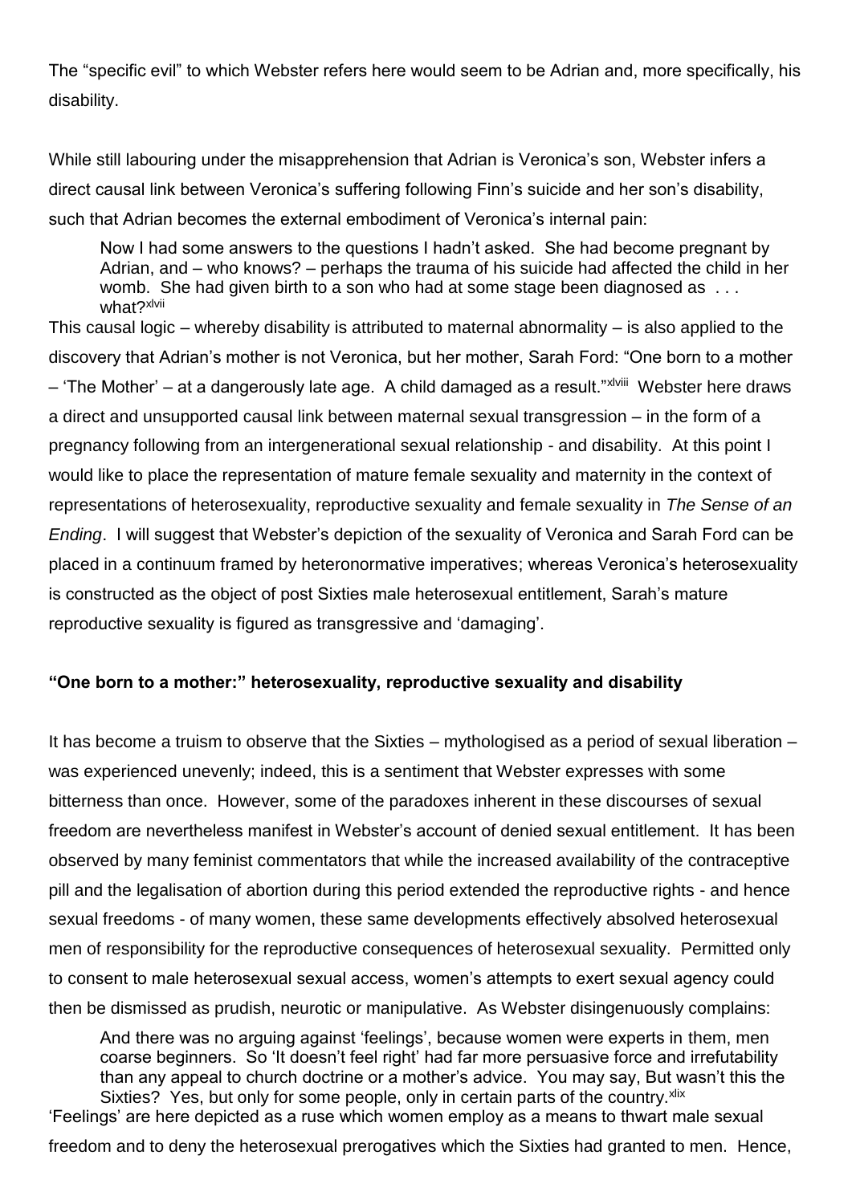The "specific evil" to which Webster refers here would seem to be Adrian and, more specifically, his disability.

While still labouring under the misapprehension that Adrian is Veronica's son, Webster infers a direct causal link between Veronica's suffering following Finn's suicide and her son's disability, such that Adrian becomes the external embodiment of Veronica's internal pain:

> Now I had some answers to the questions I hadn't asked. She had become pregnant by Adrian, and – who knows? – perhaps the trauma of his suicide had affected the child in her womb. She had given birth to a son who had at some stage been diagnosed as . . . what?[xlvii]

This causal logic – whereby disability is attributed to maternal abnormality – is also applied to the discovery that Adrian's mother is not Veronica, but her mother, Sarah Ford: "One born to a mother – 'The Mother' – at a dangerously late age. A child damaged as a result."[xlviii] Webster here draws a direct and unsupported causal link between maternal sexual transgression – in the form of a pregnancy following from an intergenerational sexual relationship - and disability. At this point I would like to place the representation of mature female sexuality and maternity in the context of representations of heterosexuality, reproductive sexuality and female sexuality in *The Sense of an Ending*. I will suggest that Webster's depiction of the sexuality of Veronica and Sarah Ford can be placed in a continuum framed by heteronormative imperatives; whereas Veronica's heterosexuality is constructed as the object of post Sixties male heterosexual entitlement, Sarah's mature reproductive sexuality is figured as transgressive and 'damaging'.

## "One born to a mother:" heterosexuality, reproductive sexuality and disability

It has become a truism to observe that the Sixties – mythologised as a period of sexual liberation – was experienced unevenly; indeed, this is a sentiment that Webster expresses with some bitterness than once. However, some of the paradoxes inherent in these discourses of sexual freedom are nevertheless manifest in Webster's account of denied sexual entitlement. It has been observed by many feminist commentators that while the increased availability of the contraceptive pill and the legalisation of abortion during this period extended the reproductive rights - and hence sexual freedoms - of many women, these same developments effectively absolved heterosexual men of responsibility for the reproductive consequences of heterosexual sexuality. Permitted only to consent to male heterosexual sexual access, women's attempts to exert sexual agency could then be dismissed as prudish, neurotic or manipulative. As Webster disingenuously complains:

> And there was no arguing against 'feelings', because women were experts in them, men coarse beginners. So 'It doesn't feel right' had far more persuasive force and irrefutability than any appeal to church doctrine or a mother's advice. You may say, But wasn't this the Sixties? Yes, but only for some people, only in certain parts of the country.[xlix]

'Feelings' are here depicted as a ruse which women employ as a means to thwart male sexual freedom and to deny the heterosexual prerogatives which the Sixties had granted to men. Hence,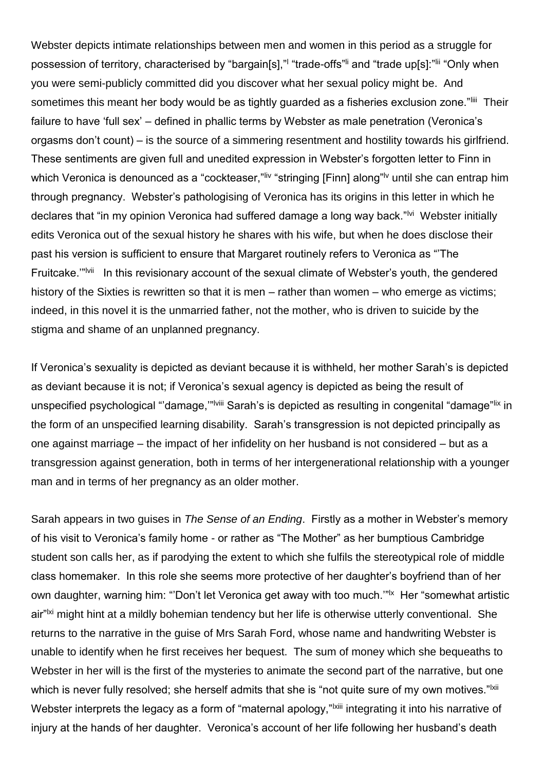Webster depicts intimate relationships between men and women in this period as a struggle for possession of territory, characterised by "bargain[s],"[l] "trade-offs"[li] and "trade up[s]:"[lii] "Only when you were semi-publicly committed did you discover what her sexual policy might be. And sometimes this meant her body would be as tightly guarded as a fisheries exclusion zone."[liii] Their failure to have 'full sex' – defined in phallic terms by Webster as male penetration (Veronica's orgasms don't count) – is the source of a simmering resentment and hostility towards his girlfriend. These sentiments are given full and unedited expression in Webster's forgotten letter to Finn in which Veronica is denounced as a "cockteaser,"[liv] "stringing [Finn] along"[lv] until she can entrap him through pregnancy. Webster's pathologising of Veronica has its origins in this letter in which he declares that "in my opinion Veronica had suffered damage a long way back."[lvi] Webster initially edits Veronica out of the sexual history he shares with his wife, but when he does disclose their past his version is sufficient to ensure that Margaret routinely refers to Veronica as "'The Fruitcake.'"[lvii] In this revisionary account of the sexual climate of Webster's youth, the gendered history of the Sixties is rewritten so that it is men – rather than women – who emerge as victims; indeed, in this novel it is the unmarried father, not the mother, who is driven to suicide by the stigma and shame of an unplanned pregnancy.

If Veronica's sexuality is depicted as deviant because it is withheld, her mother Sarah's is depicted as deviant because it is not; if Veronica's sexual agency is depicted as being the result of unspecified psychological "'damage,'"[lviii] Sarah's is depicted as resulting in congenital "damage"[lix] in the form of an unspecified learning disability. Sarah's transgression is not depicted principally as one against marriage – the impact of her infidelity on her husband is not considered – but as a transgression against generation, both in terms of her intergenerational relationship with a younger man and in terms of her pregnancy as an older mother.

Sarah appears in two guises in *The Sense of an Ending*. Firstly as a mother in Webster's memory of his visit to Veronica's family home - or rather as "The Mother" as her bumptious Cambridge student son calls her, as if parodying the extent to which she fulfils the stereotypical role of middle class homemaker. In this role she seems more protective of her daughter's boyfriend than of her own daughter, warning him: "'Don't let Veronica get away with too much.'"[lx] Her "somewhat artistic air"[lxi] might hint at a mildly bohemian tendency but her life is otherwise utterly conventional. She returns to the narrative in the guise of Mrs Sarah Ford, whose name and handwriting Webster is unable to identify when he first receives her bequest. The sum of money which she bequeaths to Webster in her will is the first of the mysteries to animate the second part of the narrative, but one which is never fully resolved; she herself admits that she is "not quite sure of my own motives."[lxii] Webster interprets the legacy as a form of "maternal apology,"[lxiii] integrating it into his narrative of injury at the hands of her daughter. Veronica's account of her life following her husband's death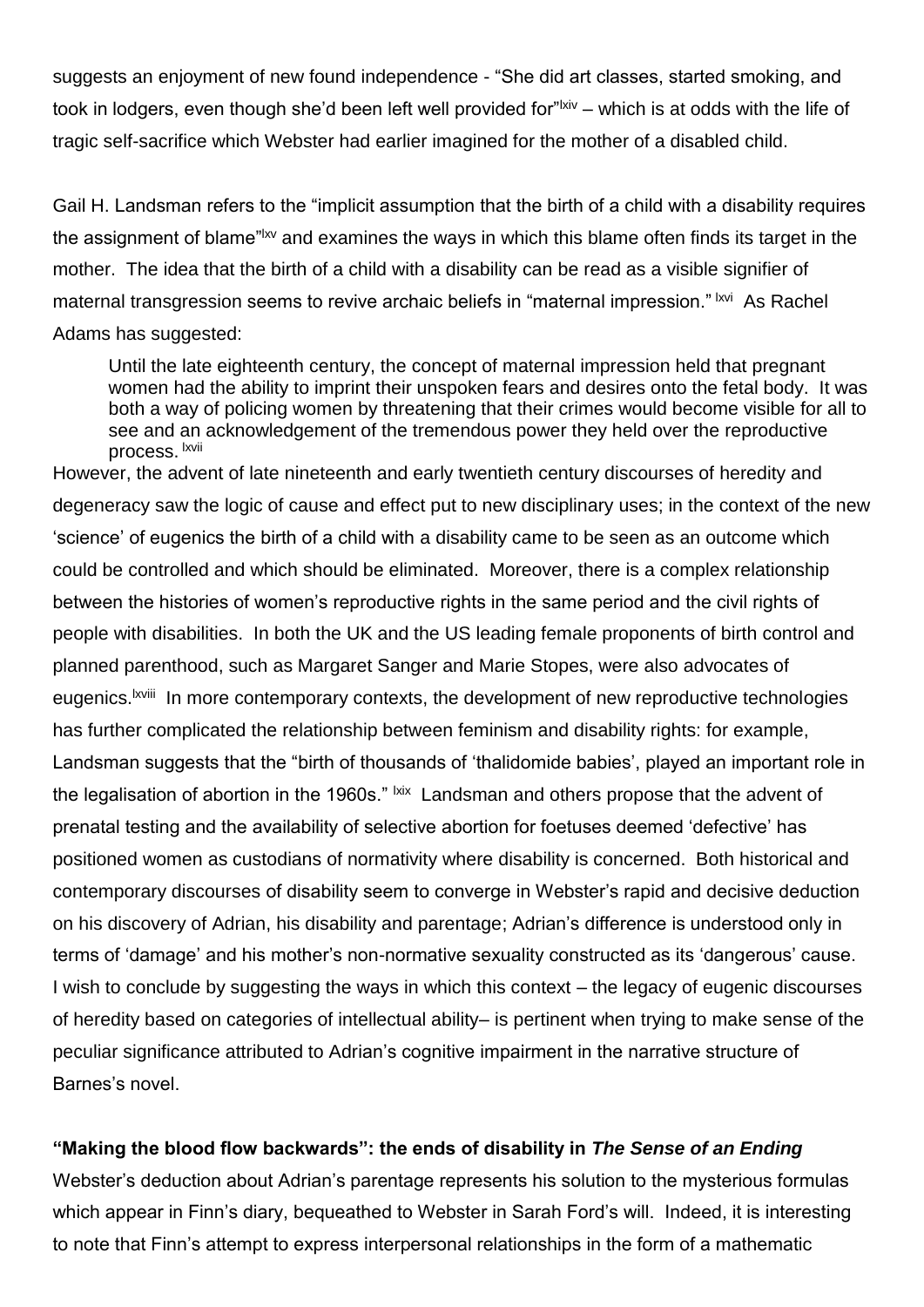suggests an enjoyment of new found independence - “She did art classes, started smoking, and took in lodgers, even though she’d been left well provided for”[lxiv] – which is at odds with the life of tragic self-sacrifice which Webster had earlier imagined for the mother of a disabled child.

Gail H. Landsman refers to the “implicit assumption that the birth of a child with a disability requires the assignment of blame”[lxv] and examines the ways in which this blame often finds its target in the mother. The idea that the birth of a child with a disability can be read as a visible signifier of maternal transgression seems to revive archaic beliefs in “maternal impression.” [lxvi] As Rachel Adams has suggested:

> Until the late eighteenth century, the concept of maternal impression held that pregnant women had the ability to imprint their unspoken fears and desires onto the fetal body. It was both a way of policing women by threatening that their crimes would become visible for all to see and an acknowledgement of the tremendous power they held over the reproductive process. [lxvii]

However, the advent of late nineteenth and early twentieth century discourses of heredity and degeneracy saw the logic of cause and effect put to new disciplinary uses; in the context of the new ‘science’ of eugenics the birth of a child with a disability came to be seen as an outcome which could be controlled and which should be eliminated. Moreover, there is a complex relationship between the histories of women’s reproductive rights in the same period and the civil rights of people with disabilities. In both the UK and the US leading female proponents of birth control and planned parenthood, such as Margaret Sanger and Marie Stopes, were also advocates of eugenics.[lxviii] In more contemporary contexts, the development of new reproductive technologies has further complicated the relationship between feminism and disability rights: for example, Landsman suggests that the “birth of thousands of ‘thalidomide babies’, played an important role in the legalisation of abortion in the 1960s.” [lxix] Landsman and others propose that the advent of prenatal testing and the availability of selective abortion for foetuses deemed ‘defective’ has positioned women as custodians of normativity where disability is concerned. Both historical and contemporary discourses of disability seem to converge in Webster’s rapid and decisive deduction on his discovery of Adrian, his disability and parentage; Adrian’s difference is understood only in terms of ‘damage’ and his mother’s non-normative sexuality constructed as its ‘dangerous’ cause. I wish to conclude by suggesting the ways in which this context – the legacy of eugenic discourses of heredity based on categories of intellectual ability– is pertinent when trying to make sense of the peculiar significance attributed to Adrian’s cognitive impairment in the narrative structure of Barnes’s novel.

**“Making the blood flow backwards”: the ends of disability in *The Sense of an Ending***

Webster’s deduction about Adrian’s parentage represents his solution to the mysterious formulas which appear in Finn’s diary, bequeathed to Webster in Sarah Ford’s will. Indeed, it is interesting to note that Finn’s attempt to express interpersonal relationships in the form of a mathematic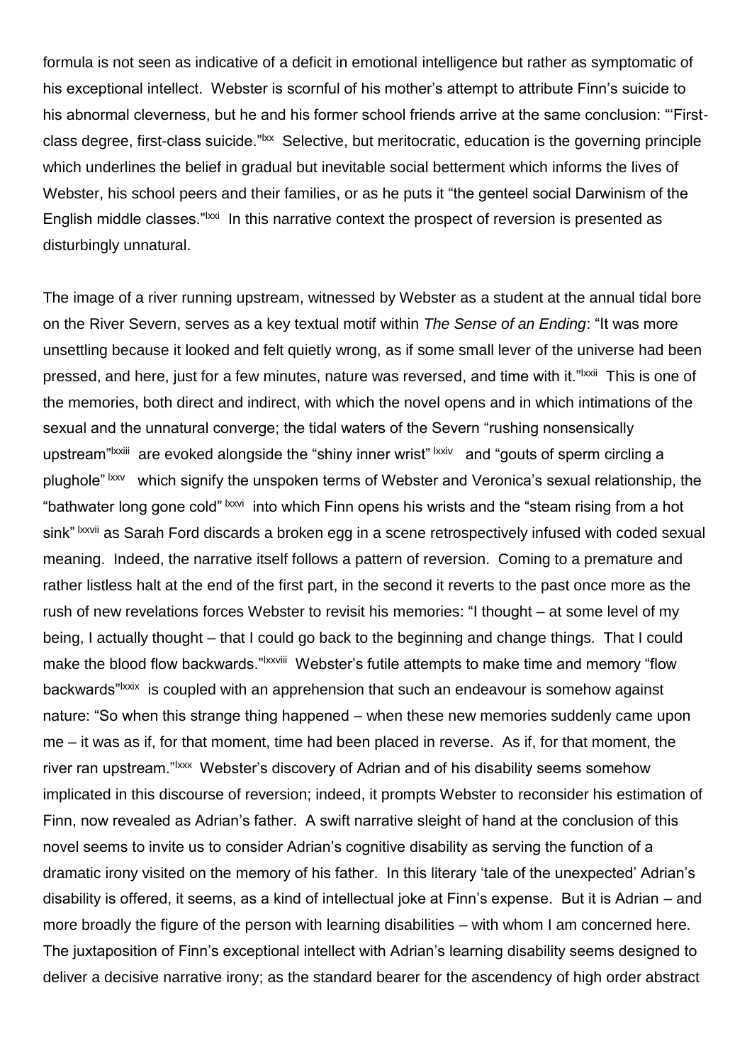formula is not seen as indicative of a deficit in emotional intelligence but rather as symptomatic of his exceptional intellect. Webster is scornful of his mother's attempt to attribute Finn's suicide to his abnormal cleverness, but he and his former school friends arrive at the same conclusion: "'First-class degree, first-class suicide."[lxx] Selective, but meritocratic, education is the governing principle which underlines the belief in gradual but inevitable social betterment which informs the lives of Webster, his school peers and their families, or as he puts it "the genteel social Darwinism of the English middle classes."[lxxi] In this narrative context the prospect of reversion is presented as disturbingly unnatural.

The image of a river running upstream, witnessed by Webster as a student at the annual tidal bore on the River Severn, serves as a key textual motif within *The Sense of an Ending*: "It was more unsettling because it looked and felt quietly wrong, as if some small lever of the universe had been pressed, and here, just for a few minutes, nature was reversed, and time with it."[lxxii] This is one of the memories, both direct and indirect, with which the novel opens and in which intimations of the sexual and the unnatural converge; the tidal waters of the Severn "rushing nonsensically upstream"[lxxiii] are evoked alongside the "shiny inner wrist"[lxxiv] and "gouts of sperm circling a plughole"[lxxv] which signify the unspoken terms of Webster and Veronica's sexual relationship, the "bathwater long gone cold"[lxxvi] into which Finn opens his wrists and the "steam rising from a hot sink"[lxxvii] as Sarah Ford discards a broken egg in a scene retrospectively infused with coded sexual meaning. Indeed, the narrative itself follows a pattern of reversion. Coming to a premature and rather listless halt at the end of the first part, in the second it reverts to the past once more as the rush of new revelations forces Webster to revisit his memories: "I thought – at some level of my being, I actually thought – that I could go back to the beginning and change things. That I could make the blood flow backwards."[lxxviii] Webster's futile attempts to make time and memory "flow backwards"[lxxix] is coupled with an apprehension that such an endeavour is somehow against nature: "So when this strange thing happened – when these new memories suddenly came upon me – it was as if, for that moment, time had been placed in reverse. As if, for that moment, the river ran upstream."[lxxx] Webster's discovery of Adrian and of his disability seems somehow implicated in this discourse of reversion; indeed, it prompts Webster to reconsider his estimation of Finn, now revealed as Adrian's father. A swift narrative sleight of hand at the conclusion of this novel seems to invite us to consider Adrian's cognitive disability as serving the function of a dramatic irony visited on the memory of his father. In this literary 'tale of the unexpected' Adrian's disability is offered, it seems, as a kind of intellectual joke at Finn's expense. But it is Adrian – and more broadly the figure of the person with learning disabilities – with whom I am concerned here. The juxtaposition of Finn's exceptional intellect with Adrian's learning disability seems designed to deliver a decisive narrative irony; as the standard bearer for the ascendency of high order abstract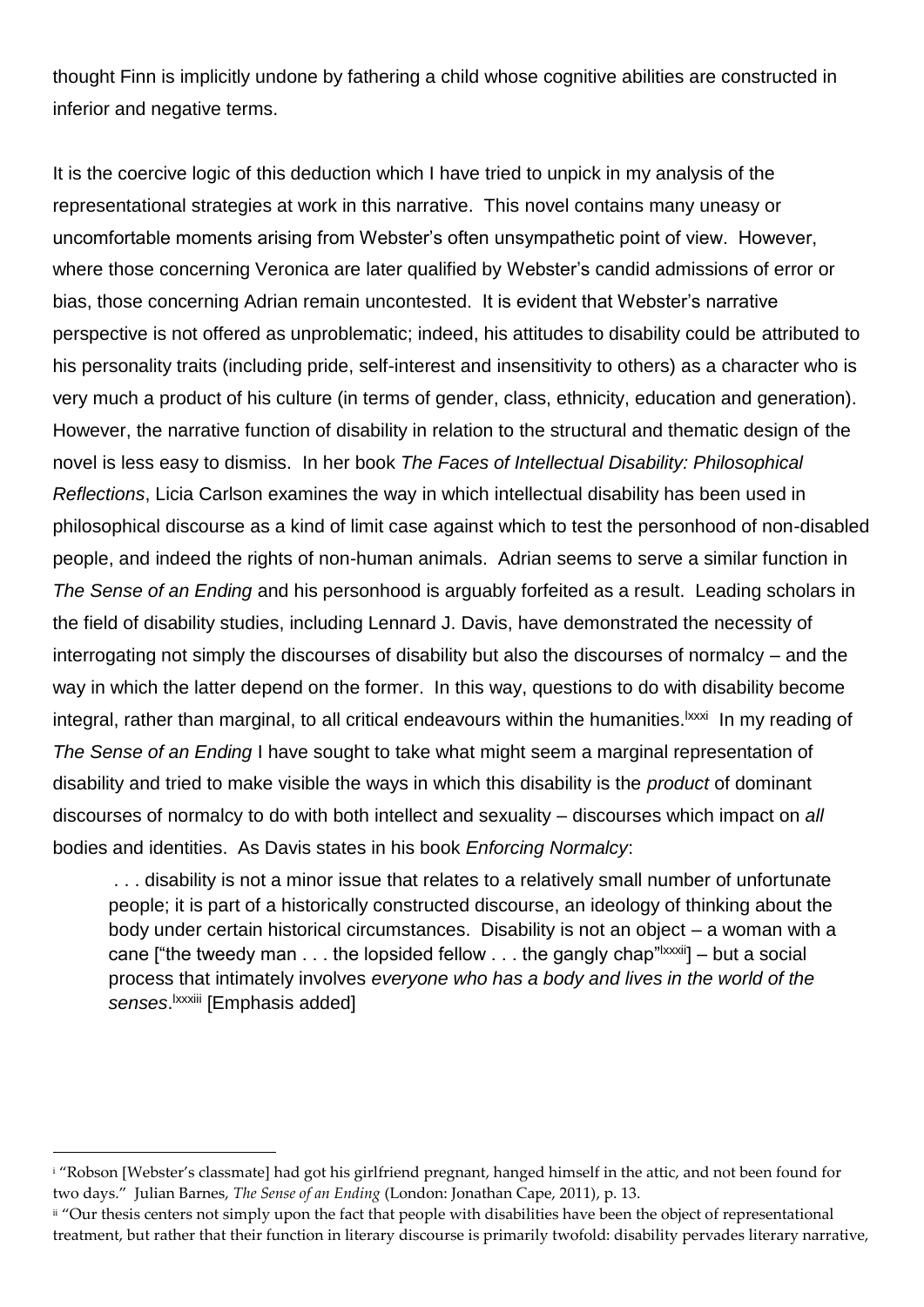thought Finn is implicitly undone by fathering a child whose cognitive abilities are constructed in inferior and negative terms.

It is the coercive logic of this deduction which I have tried to unpick in my analysis of the representational strategies at work in this narrative. This novel contains many uneasy or uncomfortable moments arising from Webster's often unsympathetic point of view. However, where those concerning Veronica are later qualified by Webster's candid admissions of error or bias, those concerning Adrian remain uncontested. It is evident that Webster's narrative perspective is not offered as unproblematic; indeed, his attitudes to disability could be attributed to his personality traits (including pride, self-interest and insensitivity to others) as a character who is very much a product of his culture (in terms of gender, class, ethnicity, education and generation). However, the narrative function of disability in relation to the structural and thematic design of the novel is less easy to dismiss. In her book *The Faces of Intellectual Disability: Philosophical Reflections*, Licia Carlson examines the way in which intellectual disability has been used in philosophical discourse as a kind of limit case against which to test the personhood of non-disabled people, and indeed the rights of non-human animals. Adrian seems to serve a similar function in *The Sense of an Ending* and his personhood is arguably forfeited as a result. Leading scholars in the field of disability studies, including Lennard J. Davis, have demonstrated the necessity of interrogating not simply the discourses of disability but also the discourses of normalcy – and the way in which the latter depend on the former. In this way, questions to do with disability become integral, rather than marginal, to all critical endeavours within the humanities.[lxxxi] In my reading of *The Sense of an Ending* I have sought to take what might seem a marginal representation of disability and tried to make visible the ways in which this disability is the *product* of dominant discourses of normalcy to do with both intellect and sexuality – discourses which impact on *all* bodies and identities. As Davis states in his book *Enforcing Normalcy*:

> . . . disability is not a minor issue that relates to a relatively small number of unfortunate people; it is part of a historically constructed discourse, an ideology of thinking about the body under certain historical circumstances. Disability is not an object – a woman with a cane ["the tweedy man . . . the lopsided fellow . . . the gangly chap"[lxxxii]] – but a social process that intimately involves *everyone who has a body and lives in the world of the senses*.[lxxxiii] [Emphasis added]

---

[i] "Robson [Webster's classmate] had got his girlfriend pregnant, hanged himself in the attic, and not been found for two days." Julian Barnes, *The Sense of an Ending* (London: Jonathan Cape, 2011), p. 13.

[ii] "Our thesis centers not simply upon the fact that people with disabilities have been the object of representational treatment, but rather that their function in literary discourse is primarily twofold: disability pervades literary narrative,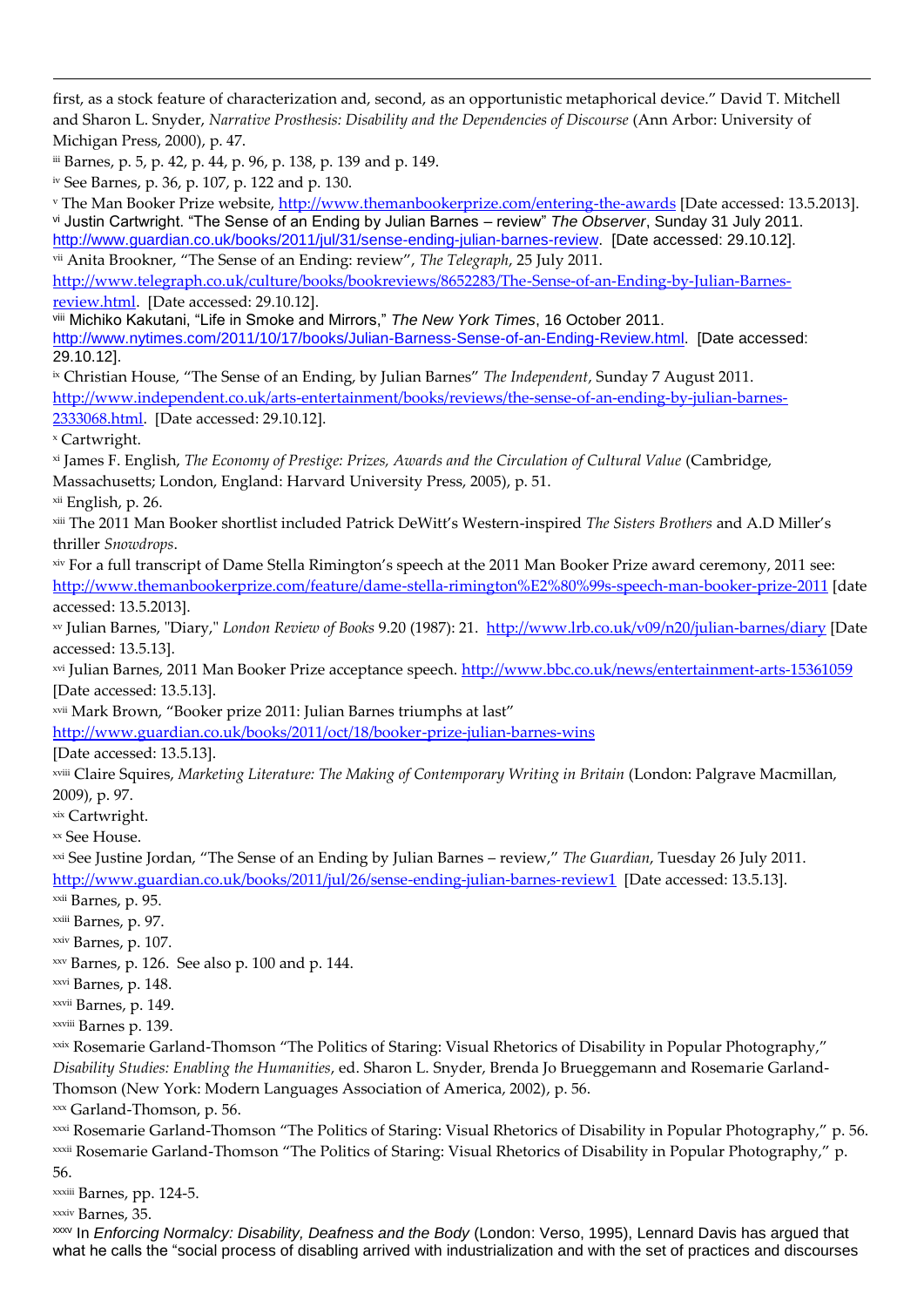first, as a stock feature of characterization and, second, as an opportunistic metaphorical device." David T. Mitchell and Sharon L. Snyder, *Narrative Prosthesis: Disability and the Dependencies of Discourse* (Ann Arbor: University of Michigan Press, 2000), p. 47.

[iii] Barnes, p. 5, p. 42, p. 44, p. 96, p. 138, p. 139 and p. 149.

[iv] See Barnes, p. 36, p. 107, p. 122 and p. 130.

[v] The Man Booker Prize website, http://www.themanbookerprize.com/entering-the-awards [Date accessed: 13.5.2013].

[vi] Justin Cartwright. "The Sense of an Ending by Julian Barnes – review" *The Observer*, Sunday 31 July 2011. http://www.guardian.co.uk/books/2011/jul/31/sense-ending-julian-barnes-review. [Date accessed: 29.10.12].

[vii] Anita Brookner, "The Sense of an Ending: review", *The Telegraph*, 25 July 2011. http://www.telegraph.co.uk/culture/books/bookreviews/8652283/The-Sense-of-an-Ending-by-Julian-Barnes-review.html. [Date accessed: 29.10.12].

[viii] Michiko Kakutani, "Life in Smoke and Mirrors," *The New York Times*, 16 October 2011. http://www.nytimes.com/2011/10/17/books/Julian-Barness-Sense-of-an-Ending-Review.html. [Date accessed: 29.10.12].

[ix] Christian House, "The Sense of an Ending, by Julian Barnes" *The Independent*, Sunday 7 August 2011. http://www.independent.co.uk/arts-entertainment/books/reviews/the-sense-of-an-ending-by-julian-barnes-2333068.html. [Date accessed: 29.10.12].

[x] Cartwright.

[xi] James F. English, *The Economy of Prestige: Prizes, Awards and the Circulation of Cultural Value* (Cambridge, Massachusetts; London, England: Harvard University Press, 2005), p. 51.

[xii] English, p. 26.

[xiii] The 2011 Man Booker shortlist included Patrick DeWitt's Western-inspired *The Sisters Brothers* and A.D Miller's thriller *Snowdrops*.

[xiv] For a full transcript of Dame Stella Rimington's speech at the 2011 Man Booker Prize award ceremony, 2011 see: http://www.themanbookerprize.com/feature/dame-stella-rimington%E2%80%99s-speech-man-booker-prize-2011 [date accessed: 13.5.2013].

[xv] Julian Barnes, "Diary," *London Review of Books* 9.20 (1987): 21. http://www.lrb.co.uk/v09/n20/julian-barnes/diary [Date accessed: 13.5.13].

[xvi] Julian Barnes, 2011 Man Booker Prize acceptance speech. http://www.bbc.co.uk/news/entertainment-arts-15361059 [Date accessed: 13.5.13].

[xvii] Mark Brown, "Booker prize 2011: Julian Barnes triumphs at last" http://www.guardian.co.uk/books/2011/oct/18/booker-prize-julian-barnes-wins [Date accessed: 13.5.13].

[xviii] Claire Squires, *Marketing Literature: The Making of Contemporary Writing in Britain* (London: Palgrave Macmillan, 2009), p. 97.

[xix] Cartwright.

[xx] See House.

[xxi] See Justine Jordan, "The Sense of an Ending by Julian Barnes – review," *The Guardian*, Tuesday 26 July 2011. http://www.guardian.co.uk/books/2011/jul/26/sense-ending-julian-barnes-review1 [Date accessed: 13.5.13].

[xxii] Barnes, p. 95.

[xxiii] Barnes, p. 97.

[xxiv] Barnes, p. 107.

[xxv] Barnes, p. 126. See also p. 100 and p. 144.

[xxvi] Barnes, p. 148.

[xxvii] Barnes, p. 149.

[xxviii] Barnes p. 139.

[xxix] Rosemarie Garland-Thomson "The Politics of Staring: Visual Rhetorics of Disability in Popular Photography," *Disability Studies: Enabling the Humanities*, ed. Sharon L. Snyder, Brenda Jo Brueggemann and Rosemarie Garland-Thomson (New York: Modern Languages Association of America, 2002), p. 56.

[xxx] Garland-Thomson, p. 56.

[xxxi] Rosemarie Garland-Thomson "The Politics of Staring: Visual Rhetorics of Disability in Popular Photography," p. 56.

[xxxii] Rosemarie Garland-Thomson "The Politics of Staring: Visual Rhetorics of Disability in Popular Photography," p. 56.

[xxxiii] Barnes, pp. 124-5.

[xxxiv] Barnes, 35.

[xxxv] In *Enforcing Normalcy: Disability, Deafness and the Body* (London: Verso, 1995), Lennard Davis has argued that what he calls the "social process of disabling arrived with industrialization and with the set of practices and discourses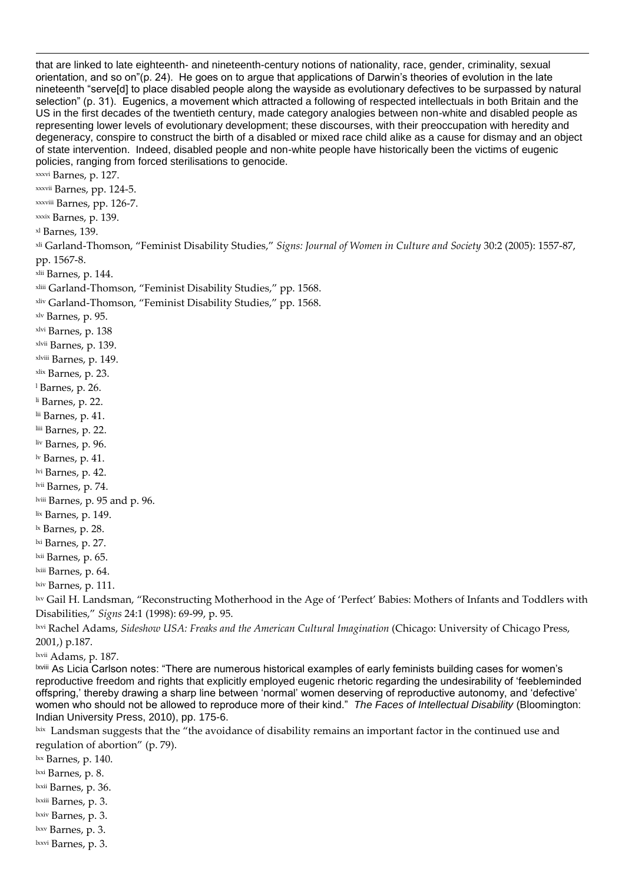that are linked to late eighteenth- and nineteenth-century notions of nationality, race, gender, criminality, sexual orientation, and so on"(p. 24). He goes on to argue that applications of Darwin's theories of evolution in the late nineteenth "serve[d] to place disabled people along the wayside as evolutionary defectives to be surpassed by natural selection" (p. 31). Eugenics, a movement which attracted a following of respected intellectuals in both Britain and the US in the first decades of the twentieth century, made category analogies between non-white and disabled people as representing lower levels of evolutionary development; these discourses, with their preoccupation with heredity and degeneracy, conspire to construct the birth of a disabled or mixed race child alike as a cause for dismay and an object of state intervention. Indeed, disabled people and non-white people have historically been the victims of eugenic policies, ranging from forced sterilisations to genocide.

[xxxvi] Barnes, p. 127.

[xxxvii] Barnes, pp. 124-5.

[xxxviii] Barnes, pp. 126-7.

[xxxix] Barnes, p. 139.

[xl] Barnes, 139.

[xli] Garland-Thomson, "Feminist Disability Studies," *Signs: Journal of Women in Culture and Society* 30:2 (2005): 1557-87, pp. 1567-8.

[xlii] Barnes, p. 144.

[xliii] Garland-Thomson, "Feminist Disability Studies," pp. 1568.

[xliv] Garland-Thomson, "Feminist Disability Studies," pp. 1568.

[xlv] Barnes, p. 95.

[xlvi] Barnes, p. 138

[xlvii] Barnes, p. 139.

[xlviii] Barnes, p. 149.

[xlix] Barnes, p. 23.

[l] Barnes, p. 26.

[li] Barnes, p. 22.

[lii] Barnes, p. 41.

[liii] Barnes, p. 22.

[liv] Barnes, p. 96.

[lv] Barnes, p. 41.

[lvi] Barnes, p. 42.

[lvii] Barnes, p. 74.

[lviii] Barnes, p. 95 and p. 96.

[lix] Barnes, p. 149.

[lx] Barnes, p. 28.

[lxi] Barnes, p. 27.

[lxii] Barnes, p. 65.

[lxiii] Barnes, p. 64.

[lxiv] Barnes, p. 111.

[lxv] Gail H. Landsman, "Reconstructing Motherhood in the Age of 'Perfect' Babies: Mothers of Infants and Toddlers with Disabilities," *Signs* 24:1 (1998): 69-99, p. 95.

[lxvi] Rachel Adams, *Sideshow USA: Freaks and the American Cultural Imagination* (Chicago: University of Chicago Press, 2001,) p.187.

[lxvii] Adams, p. 187.

[lxviii] As Licia Carlson notes: "There are numerous historical examples of early feminists building cases for women's reproductive freedom and rights that explicitly employed eugenic rhetoric regarding the undesirability of 'feebleminded offspring,' thereby drawing a sharp line between 'normal' women deserving of reproductive autonomy, and 'defective' women who should not be allowed to reproduce more of their kind." *The Faces of Intellectual Disability* (Bloomington: Indian University Press, 2010), pp. 175-6.

[lxix] Landsman suggests that the "the avoidance of disability remains an important factor in the continued use and regulation of abortion" (p. 79).

[lxx] Barnes, p. 140.

[lxxi] Barnes, p. 8.

[lxxii] Barnes, p. 36.

[lxxiii] Barnes, p. 3.

[lxxiv] Barnes, p. 3.

[lxxv] Barnes, p. 3.

[lxxvi] Barnes, p. 3.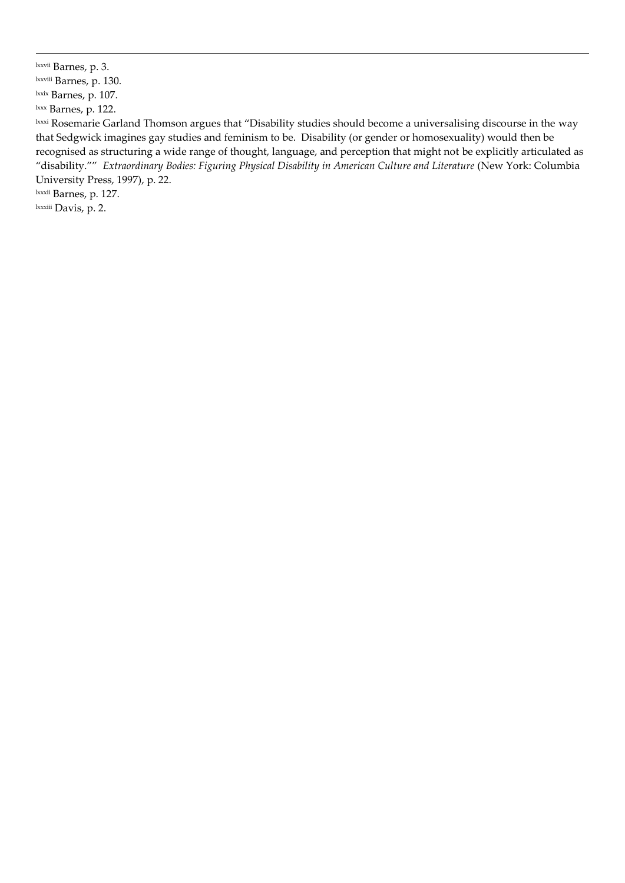[lxxvii] Barnes, p. 3.

[lxxviii] Barnes, p. 130.

[lxxix] Barnes, p. 107.

[lxxx] Barnes, p. 122.

[lxxxi] Rosemarie Garland Thomson argues that "Disability studies should become a universalising discourse in the way that Sedgwick imagines gay studies and feminism to be. Disability (or gender or homosexuality) would then be recognised as structuring a wide range of thought, language, and perception that might not be explicitly articulated as "disability."" *Extraordinary Bodies: Figuring Physical Disability in American Culture and Literature* (New York: Columbia University Press, 1997), p. 22.

[lxxxii] Barnes, p. 127.

[lxxxiii] Davis, p. 2.